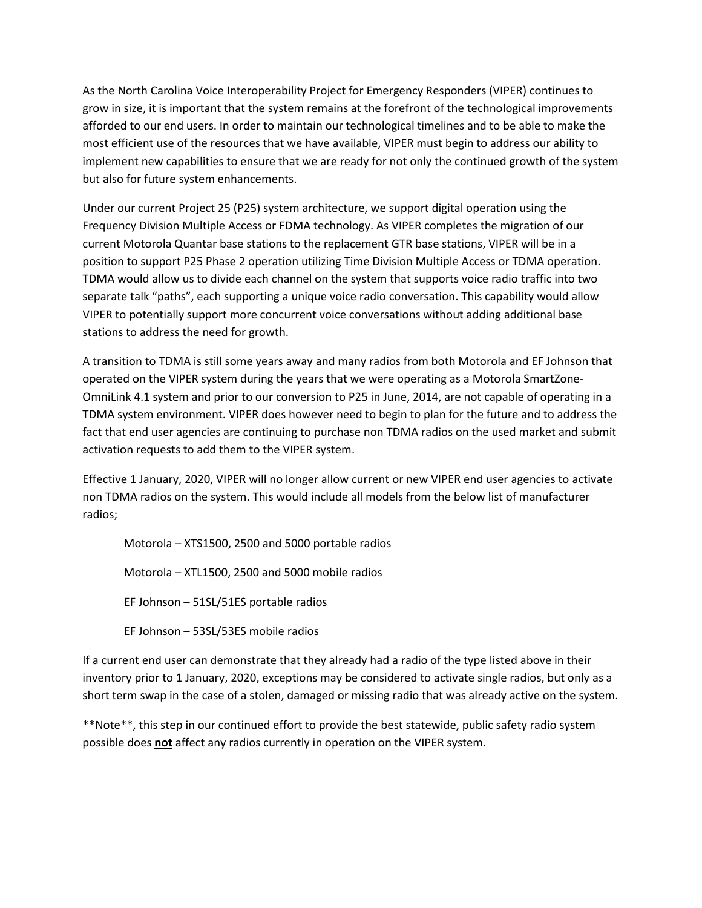As the North Carolina Voice Interoperability Project for Emergency Responders (VIPER) continues to grow in size, it is important that the system remains at the forefront of the technological improvements afforded to our end users. In order to maintain our technological timelines and to be able to make the most efficient use of the resources that we have available, VIPER must begin to address our ability to implement new capabilities to ensure that we are ready for not only the continued growth of the system but also for future system enhancements.

Under our current Project 25 (P25) system architecture, we support digital operation using the Frequency Division Multiple Access or FDMA technology. As VIPER completes the migration of our current Motorola Quantar base stations to the replacement GTR base stations, VIPER will be in a position to support P25 Phase 2 operation utilizing Time Division Multiple Access or TDMA operation. TDMA would allow us to divide each channel on the system that supports voice radio traffic into two separate talk "paths", each supporting a unique voice radio conversation. This capability would allow VIPER to potentially support more concurrent voice conversations without adding additional base stations to address the need for growth.

A transition to TDMA is still some years away and many radios from both Motorola and EF Johnson that operated on the VIPER system during the years that we were operating as a Motorola SmartZone-OmniLink 4.1 system and prior to our conversion to P25 in June, 2014, are not capable of operating in a TDMA system environment. VIPER does however need to begin to plan for the future and to address the fact that end user agencies are continuing to purchase non TDMA radios on the used market and submit activation requests to add them to the VIPER system.

Effective 1 January, 2020, VIPER will no longer allow current or new VIPER end user agencies to activate non TDMA radios on the system. This would include all models from the below list of manufacturer radios;

- Motorola – XTS1500, 2500 and 5000 portable radios
- Motorola – XTL1500, 2500 and 5000 mobile radios
- EF Johnson – 51SL/51ES portable radios
- EF Johnson – 53SL/53ES mobile radios

If a current end user can demonstrate that they already had a radio of the type listed above in their inventory prior to 1 January, 2020, exceptions may be considered to activate single radios, but only as a short term swap in the case of a stolen, damaged or missing radio that was already active on the system.

**Note**, this step in our continued effort to provide the best statewide, public safety radio system possible does **not** affect any radios currently in operation on the VIPER system.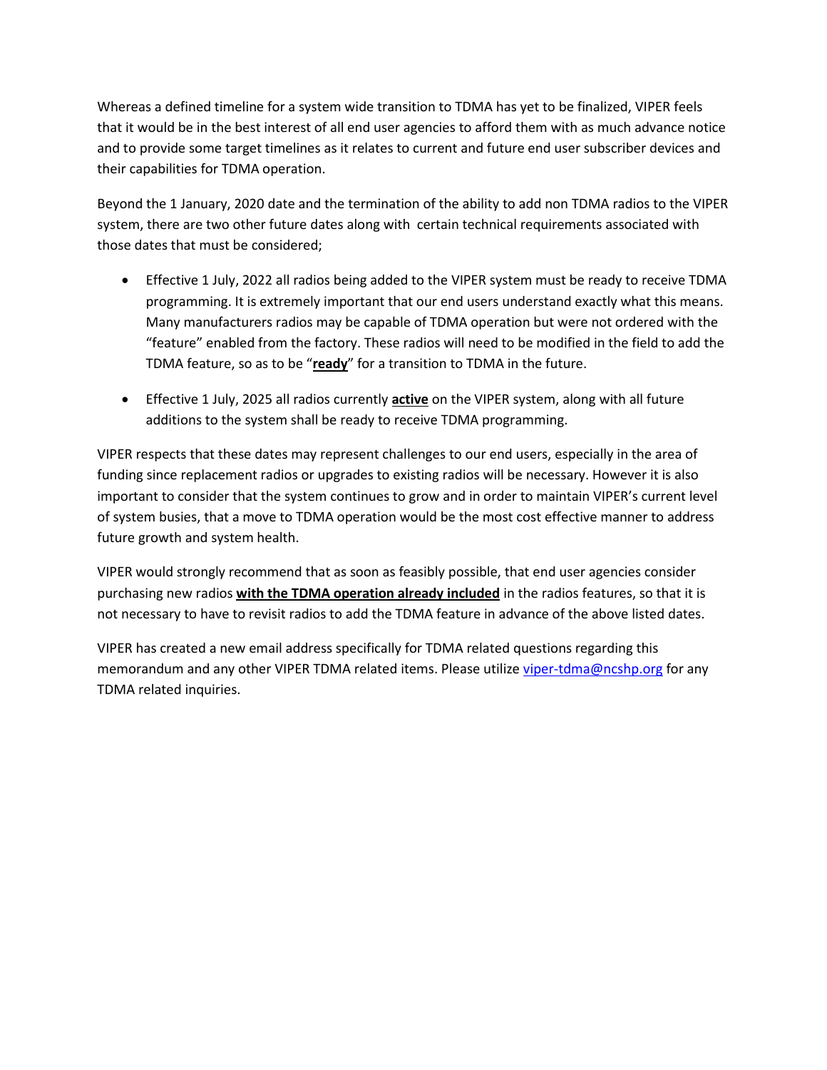Whereas a defined timeline for a system wide transition to TDMA has yet to be finalized, VIPER feels that it would be in the best interest of all end user agencies to afford them with as much advance notice and to provide some target timelines as it relates to current and future end user subscriber devices and their capabilities for TDMA operation.

Beyond the 1 January, 2020 date and the termination of the ability to add non TDMA radios to the VIPER system, there are two other future dates along with certain technical requirements associated with those dates that must be considered;

- Effective 1 July, 2022 all radios being added to the VIPER system must be ready to receive TDMA programming. It is extremely important that our end users understand exactly what this means. Many manufacturers radios may be capable of TDMA operation but were not ordered with the "feature" enabled from the factory. These radios will need to be modified in the field to add the TDMA feature, so as to be "**ready**" for a transition to TDMA in the future.
- Effective 1 July, 2025 all radios currently **active** on the VIPER system, along with all future additions to the system shall be ready to receive TDMA programming.

VIPER respects that these dates may represent challenges to our end users, especially in the area of funding since replacement radios or upgrades to existing radios will be necessary. However it is also important to consider that the system continues to grow and in order to maintain VIPER's current level of system busies, that a move to TDMA operation would be the most cost effective manner to address future growth and system health.

VIPER would strongly recommend that as soon as feasibly possible, that end user agencies consider purchasing new radios **with the TDMA operation already included** in the radios features, so that it is not necessary to have to revisit radios to add the TDMA feature in advance of the above listed dates.

VIPER has created a new email address specifically for TDMA related questions regarding this memorandum and any other VIPER TDMA related items. Please utilize viper-tdma@ncshp.org for any TDMA related inquiries.